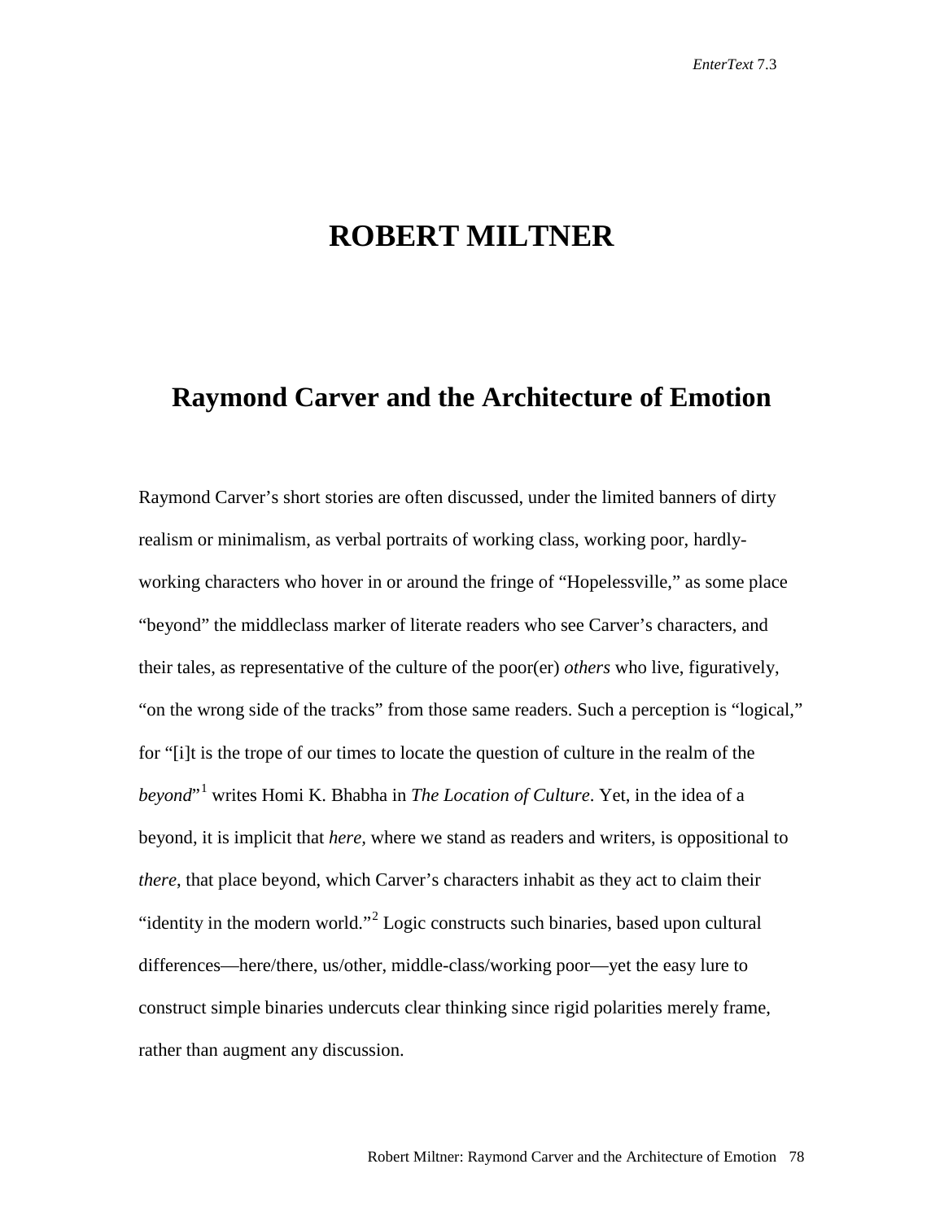# ROBERT MILTNER

## Raymond Carver and the Architecture of Emotion

Raymond Carver's short stories are often discussed, under the limited banners of dirty realism or minimalism, as verbal portraits of working class, working poor, hardly-working characters who hover in or around the fringe of "Hopelessville," as some place "beyond" the middleclass marker of literate readers who see Carver's characters, and their tales, as representative of the culture of the poor(er) *others* who live, figuratively, "on the wrong side of the tracks" from those same readers. Such a perception is "logical," for "[i]t is the trope of our times to locate the question of culture in the realm of the *beyond*"[1] writes Homi K. Bhabha in *The Location of Culture*. Yet, in the idea of a beyond, it is implicit that *here*, where we stand as readers and writers, is oppositional to *there*, that place beyond, which Carver's characters inhabit as they act to claim their "identity in the modern world."[2] Logic constructs such binaries, based upon cultural differences—here/there, us/other, middle-class/working poor—yet the easy lure to construct simple binaries undercuts clear thinking since rigid polarities merely frame, rather than augment any discussion.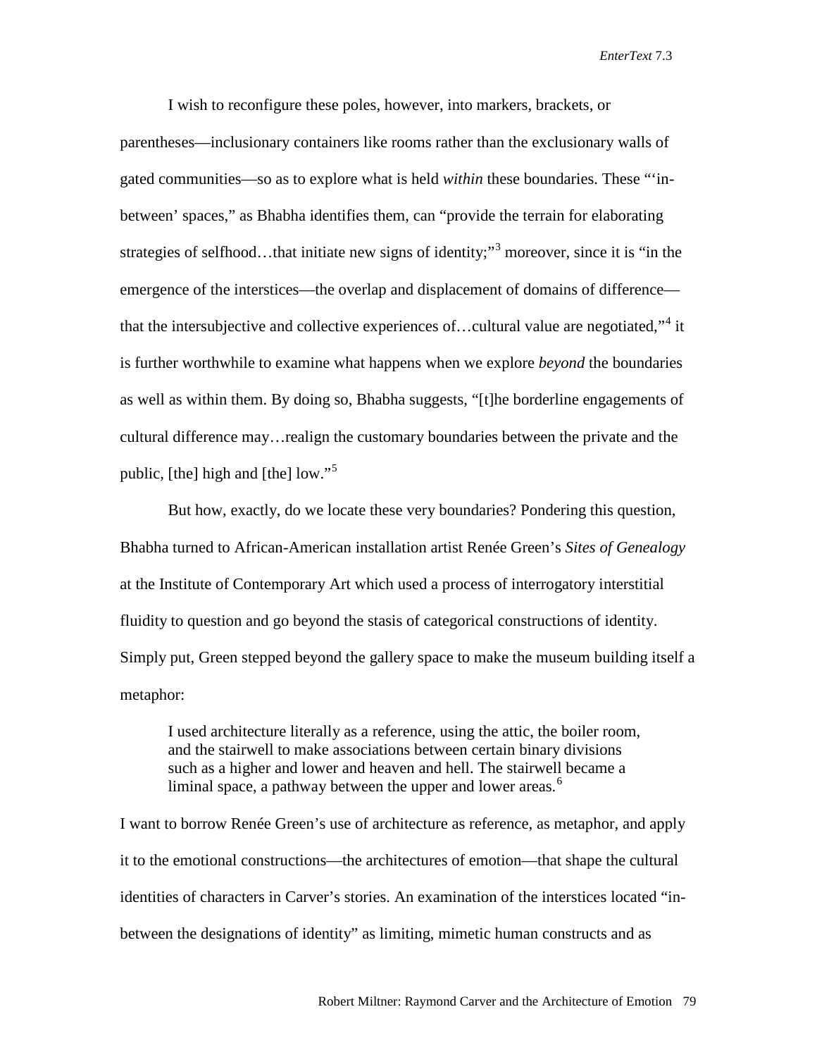I wish to reconfigure these poles, however, into markers, brackets, or parentheses—inclusionary containers like rooms rather than the exclusionary walls of gated communities—so as to explore what is held *within* these boundaries. These "'in-between' spaces," as Bhabha identifies them, can "provide the terrain for elaborating strategies of selfhood…that initiate new signs of identity;"[3] moreover, since it is "in the emergence of the interstices—the overlap and displacement of domains of difference—that the intersubjective and collective experiences of…cultural value are negotiated,"[4] it is further worthwhile to examine what happens when we explore *beyond* the boundaries as well as within them. By doing so, Bhabha suggests, "[t]he borderline engagements of cultural difference may…realign the customary boundaries between the private and the public, [the] high and [the] low."[5]

But how, exactly, do we locate these very boundaries? Pondering this question, Bhabha turned to African-American installation artist Renée Green's *Sites of Genealogy* at the Institute of Contemporary Art which used a process of interrogatory interstitial fluidity to question and go beyond the stasis of categorical constructions of identity. Simply put, Green stepped beyond the gallery space to make the museum building itself a metaphor:

> I used architecture literally as a reference, using the attic, the boiler room, and the stairwell to make associations between certain binary divisions such as a higher and lower and heaven and hell. The stairwell became a liminal space, a pathway between the upper and lower areas.[6]

I want to borrow Renée Green's use of architecture as reference, as metaphor, and apply it to the emotional constructions—the architectures of emotion—that shape the cultural identities of characters in Carver's stories. An examination of the interstices located "in-between the designations of identity" as limiting, mimetic human constructs and as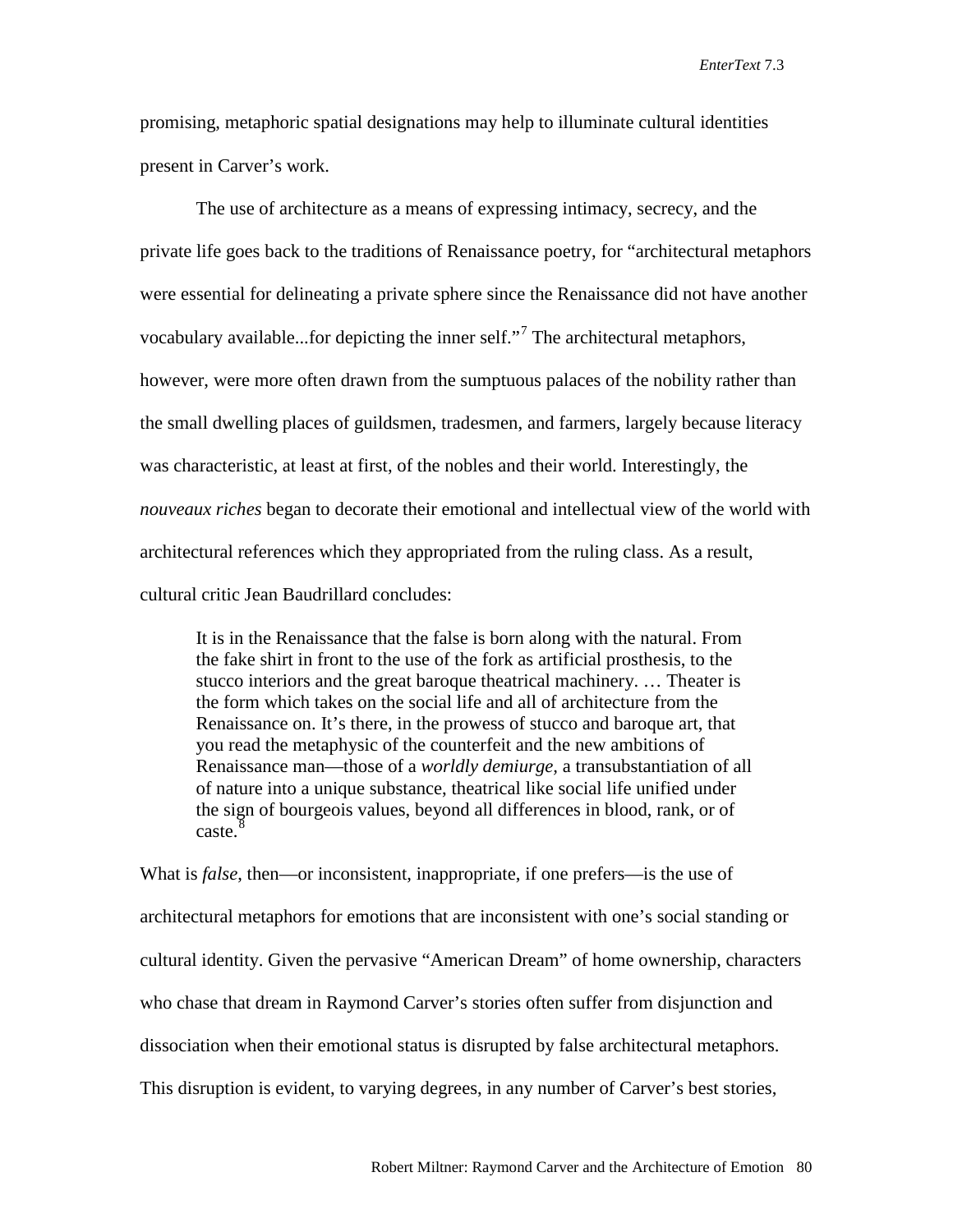promising, metaphoric spatial designations may help to illuminate cultural identities present in Carver's work.

The use of architecture as a means of expressing intimacy, secrecy, and the private life goes back to the traditions of Renaissance poetry, for "architectural metaphors were essential for delineating a private sphere since the Renaissance did not have another vocabulary available...for depicting the inner self."[7] The architectural metaphors, however, were more often drawn from the sumptuous palaces of the nobility rather than the small dwelling places of guildsmen, tradesmen, and farmers, largely because literacy was characteristic, at least at first, of the nobles and their world. Interestingly, the *nouveaux riches* began to decorate their emotional and intellectual view of the world with architectural references which they appropriated from the ruling class. As a result, cultural critic Jean Baudrillard concludes:

> It is in the Renaissance that the false is born along with the natural. From the fake shirt in front to the use of the fork as artificial prosthesis, to the stucco interiors and the great baroque theatrical machinery. … Theater is the form which takes on the social life and all of architecture from the Renaissance on. It's there, in the prowess of stucco and baroque art, that you read the metaphysic of the counterfeit and the new ambitions of Renaissance man—those of a *worldly demiurge*, a transubstantiation of all of nature into a unique substance, theatrical like social life unified under the sign of bourgeois values, beyond all differences in blood, rank, or of caste.[8]

What is *false*, then—or inconsistent, inappropriate, if one prefers—is the use of architectural metaphors for emotions that are inconsistent with one's social standing or cultural identity. Given the pervasive "American Dream" of home ownership, characters who chase that dream in Raymond Carver's stories often suffer from disjunction and dissociation when their emotional status is disrupted by false architectural metaphors. This disruption is evident, to varying degrees, in any number of Carver's best stories,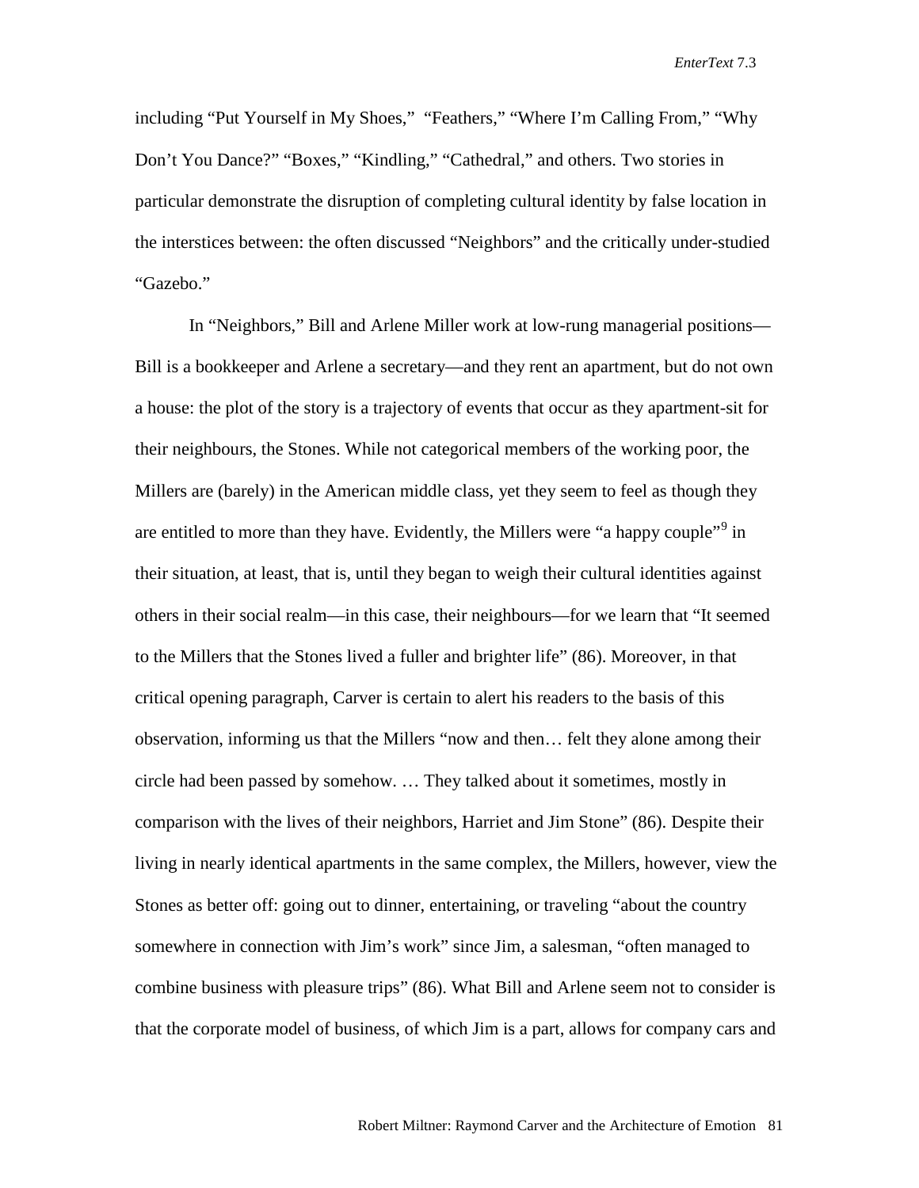including "Put Yourself in My Shoes," "Feathers," "Where I'm Calling From," "Why Don't You Dance?" "Boxes," "Kindling," "Cathedral," and others. Two stories in particular demonstrate the disruption of completing cultural identity by false location in the interstices between: the often discussed "Neighbors" and the critically under-studied "Gazebo."

In "Neighbors," Bill and Arlene Miller work at low-rung managerial positions—Bill is a bookkeeper and Arlene a secretary—and they rent an apartment, but do not own a house: the plot of the story is a trajectory of events that occur as they apartment-sit for their neighbours, the Stones. While not categorical members of the working poor, the Millers are (barely) in the American middle class, yet they seem to feel as though they are entitled to more than they have. Evidently, the Millers were "a happy couple"[9] in their situation, at least, that is, until they began to weigh their cultural identities against others in their social realm—in this case, their neighbours—for we learn that "It seemed to the Millers that the Stones lived a fuller and brighter life" (86). Moreover, in that critical opening paragraph, Carver is certain to alert his readers to the basis of this observation, informing us that the Millers "now and then… felt they alone among their circle had been passed by somehow. … They talked about it sometimes, mostly in comparison with the lives of their neighbors, Harriet and Jim Stone" (86). Despite their living in nearly identical apartments in the same complex, the Millers, however, view the Stones as better off: going out to dinner, entertaining, or traveling "about the country somewhere in connection with Jim's work" since Jim, a salesman, "often managed to combine business with pleasure trips" (86). What Bill and Arlene seem not to consider is that the corporate model of business, of which Jim is a part, allows for company cars and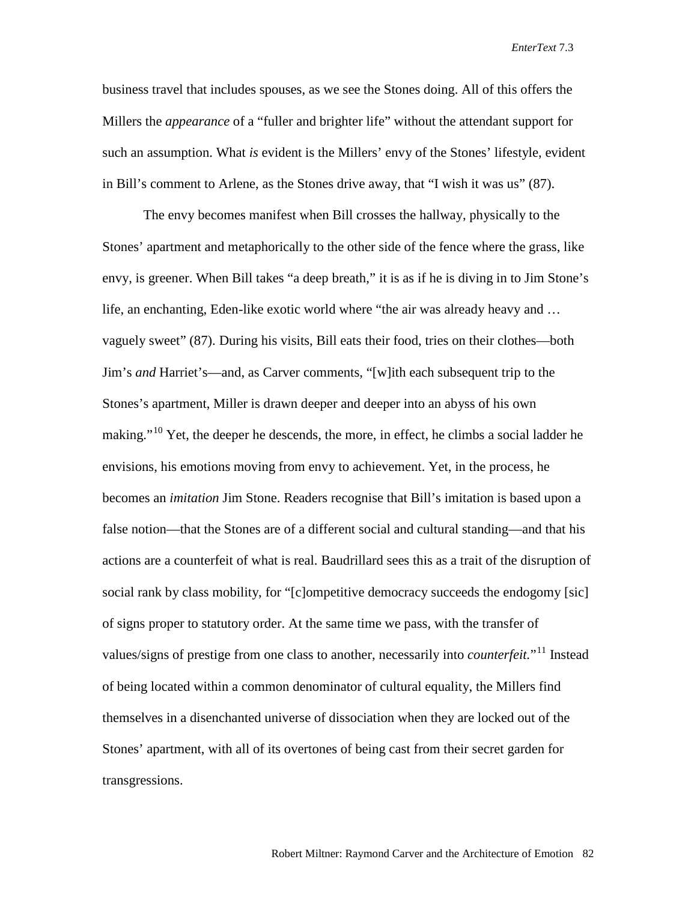business travel that includes spouses, as we see the Stones doing. All of this offers the Millers the *appearance* of a "fuller and brighter life" without the attendant support for such an assumption. What *is* evident is the Millers' envy of the Stones' lifestyle, evident in Bill's comment to Arlene, as the Stones drive away, that "I wish it was us" (87).

The envy becomes manifest when Bill crosses the hallway, physically to the Stones' apartment and metaphorically to the other side of the fence where the grass, like envy, is greener. When Bill takes "a deep breath," it is as if he is diving in to Jim Stone's life, an enchanting, Eden-like exotic world where "the air was already heavy and … vaguely sweet" (87). During his visits, Bill eats their food, tries on their clothes—both Jim's *and* Harriet's—and, as Carver comments, "[w]ith each subsequent trip to the Stones's apartment, Miller is drawn deeper and deeper into an abyss of his own making."[10] Yet, the deeper he descends, the more, in effect, he climbs a social ladder he envisions, his emotions moving from envy to achievement. Yet, in the process, he becomes an *imitation* Jim Stone. Readers recognise that Bill's imitation is based upon a false notion—that the Stones are of a different social and cultural standing—and that his actions are a counterfeit of what is real. Baudrillard sees this as a trait of the disruption of social rank by class mobility, for "[c]ompetitive democracy succeeds the endogomy [sic] of signs proper to statutory order. At the same time we pass, with the transfer of values/signs of prestige from one class to another, necessarily into *counterfeit*."[11] Instead of being located within a common denominator of cultural equality, the Millers find themselves in a disenchanted universe of dissociation when they are locked out of the Stones' apartment, with all of its overtones of being cast from their secret garden for transgressions.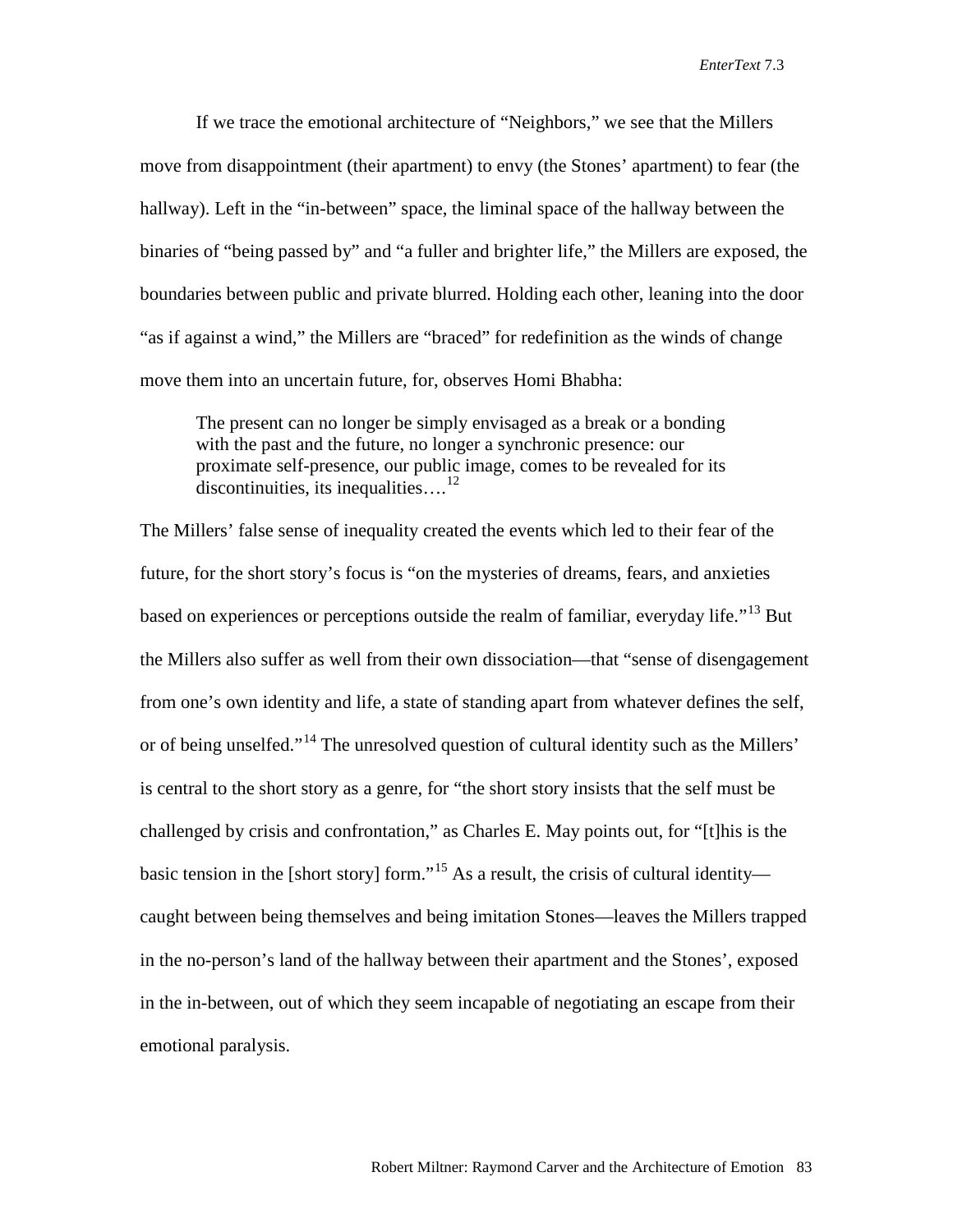If we trace the emotional architecture of "Neighbors," we see that the Millers move from disappointment (their apartment) to envy (the Stones' apartment) to fear (the hallway). Left in the "in-between" space, the liminal space of the hallway between the binaries of "being passed by" and "a fuller and brighter life," the Millers are exposed, the boundaries between public and private blurred. Holding each other, leaning into the door "as if against a wind," the Millers are "braced" for redefinition as the winds of change move them into an uncertain future, for, observes Homi Bhabha:

> The present can no longer be simply envisaged as a break or a bonding with the past and the future, no longer a synchronic presence: our proximate self-presence, our public image, comes to be revealed for its discontinuities, its inequalities….[12]

The Millers' false sense of inequality created the events which led to their fear of the future, for the short story's focus is "on the mysteries of dreams, fears, and anxieties based on experiences or perceptions outside the realm of familiar, everyday life."[13] But the Millers also suffer as well from their own dissociation—that "sense of disengagement from one's own identity and life, a state of standing apart from whatever defines the self, or of being unselfed."[14] The unresolved question of cultural identity such as the Millers' is central to the short story as a genre, for "the short story insists that the self must be challenged by crisis and confrontation," as Charles E. May points out, for "[t]his is the basic tension in the [short story] form."[15] As a result, the crisis of cultural identity—caught between being themselves and being imitation Stones—leaves the Millers trapped in the no-person's land of the hallway between their apartment and the Stones', exposed in the in-between, out of which they seem incapable of negotiating an escape from their emotional paralysis.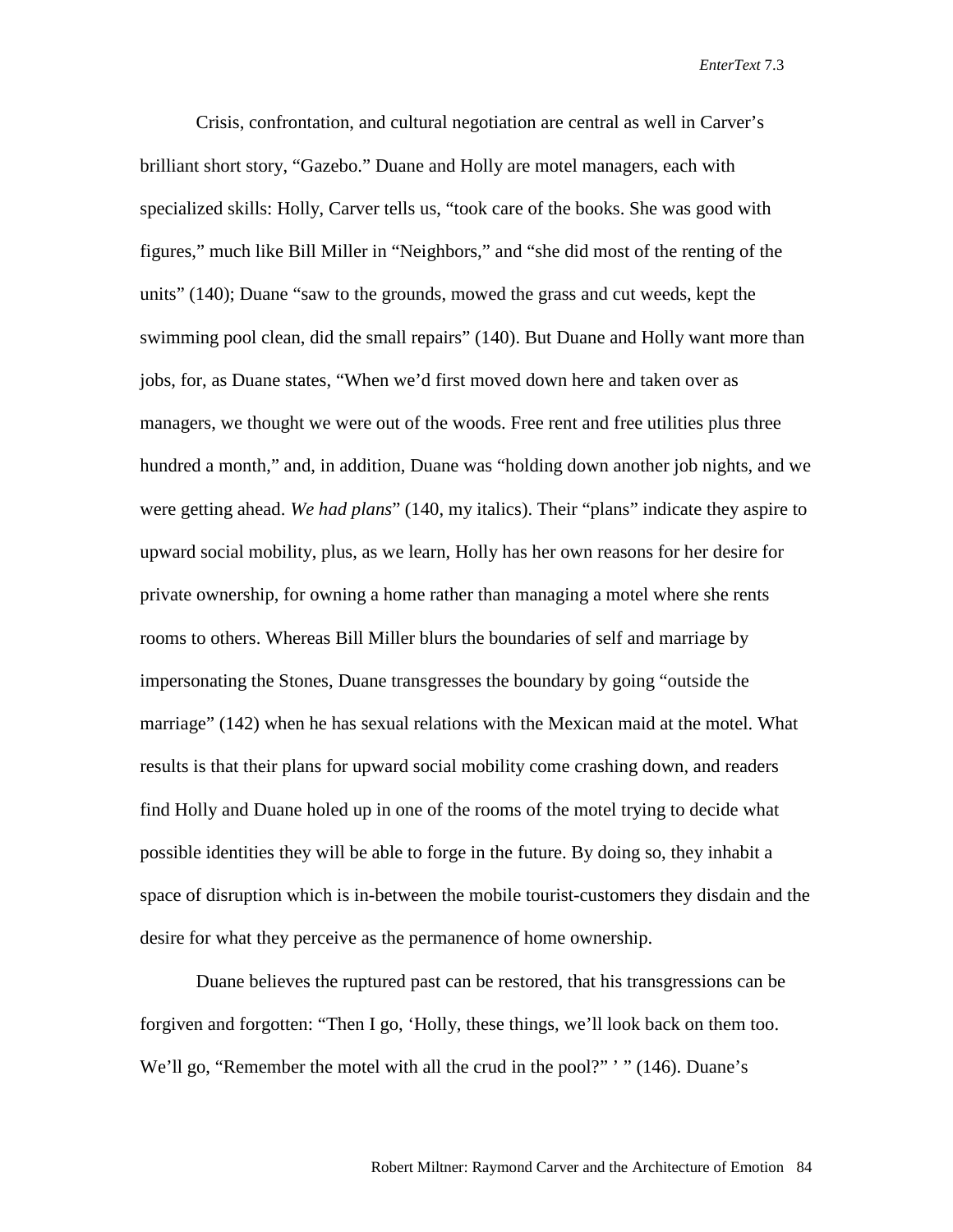Crisis, confrontation, and cultural negotiation are central as well in Carver's brilliant short story, "Gazebo." Duane and Holly are motel managers, each with specialized skills: Holly, Carver tells us, "took care of the books. She was good with figures," much like Bill Miller in "Neighbors," and "she did most of the renting of the units" (140); Duane "saw to the grounds, mowed the grass and cut weeds, kept the swimming pool clean, did the small repairs" (140). But Duane and Holly want more than jobs, for, as Duane states, "When we'd first moved down here and taken over as managers, we thought we were out of the woods. Free rent and free utilities plus three hundred a month," and, in addition, Duane was "holding down another job nights, and we were getting ahead. *We had plans*" (140, my italics). Their "plans" indicate they aspire to upward social mobility, plus, as we learn, Holly has her own reasons for her desire for private ownership, for owning a home rather than managing a motel where she rents rooms to others. Whereas Bill Miller blurs the boundaries of self and marriage by impersonating the Stones, Duane transgresses the boundary by going "outside the marriage" (142) when he has sexual relations with the Mexican maid at the motel. What results is that their plans for upward social mobility come crashing down, and readers find Holly and Duane holed up in one of the rooms of the motel trying to decide what possible identities they will be able to forge in the future. By doing so, they inhabit a space of disruption which is in-between the mobile tourist-customers they disdain and the desire for what they perceive as the permanence of home ownership.

Duane believes the ruptured past can be restored, that his transgressions can be forgiven and forgotten: "Then I go, 'Holly, these things, we'll look back on them too. We'll go, "Remember the motel with all the crud in the pool?" ' " (146). Duane's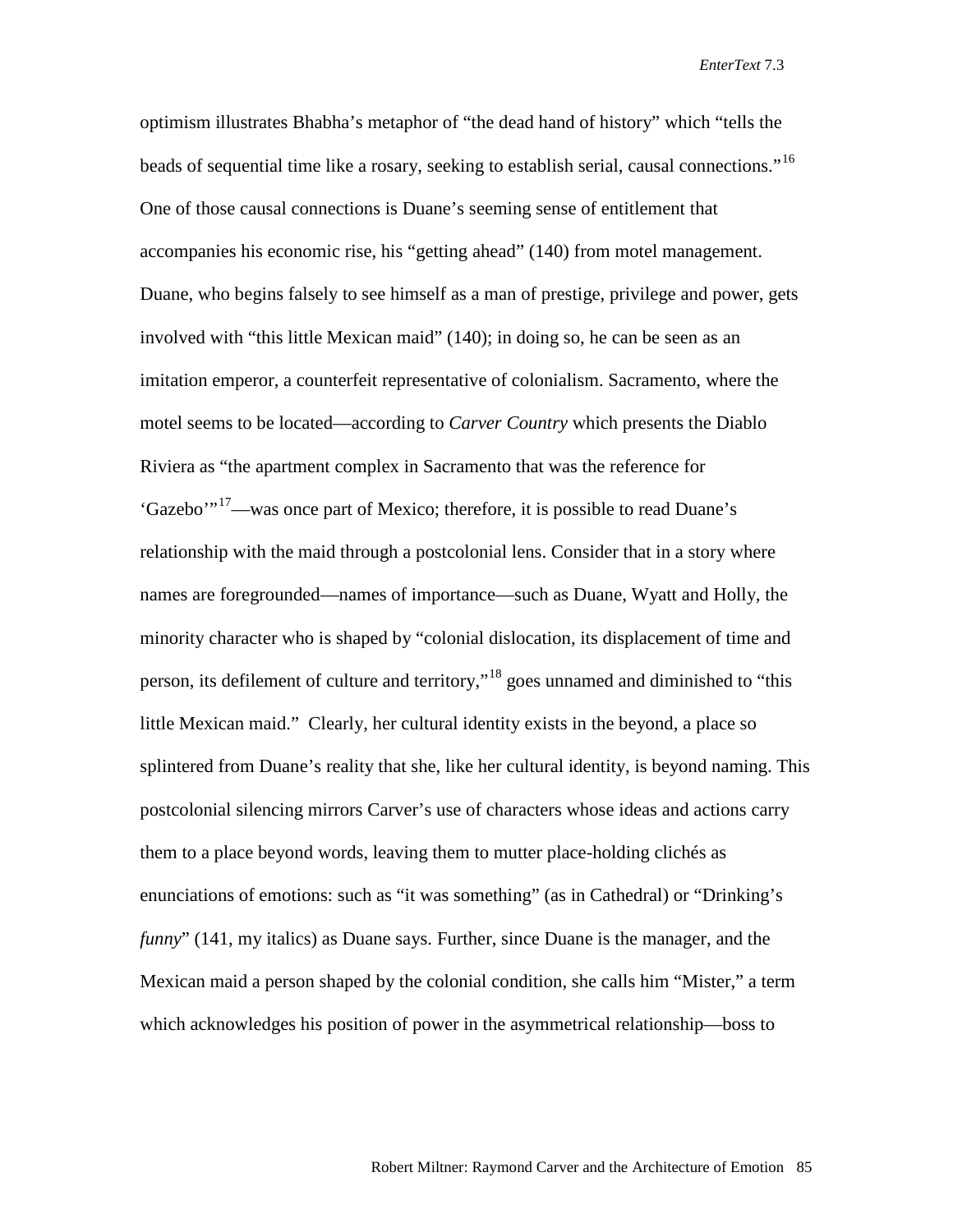optimism illustrates Bhabha's metaphor of "the dead hand of history" which "tells the beads of sequential time like a rosary, seeking to establish serial, causal connections."[16] One of those causal connections is Duane's seeming sense of entitlement that accompanies his economic rise, his "getting ahead" (140) from motel management. Duane, who begins falsely to see himself as a man of prestige, privilege and power, gets involved with "this little Mexican maid" (140); in doing so, he can be seen as an imitation emperor, a counterfeit representative of colonialism. Sacramento, where the motel seems to be located—according to *Carver Country* which presents the Diablo Riviera as "the apartment complex in Sacramento that was the reference for 'Gazebo'"[17]—was once part of Mexico; therefore, it is possible to read Duane's relationship with the maid through a postcolonial lens. Consider that in a story where names are foregrounded—names of importance—such as Duane, Wyatt and Holly, the minority character who is shaped by "colonial dislocation, its displacement of time and person, its defilement of culture and territory,"[18] goes unnamed and diminished to "this little Mexican maid." Clearly, her cultural identity exists in the beyond, a place so splintered from Duane's reality that she, like her cultural identity, is beyond naming. This postcolonial silencing mirrors Carver's use of characters whose ideas and actions carry them to a place beyond words, leaving them to mutter place-holding clichés as enunciations of emotions: such as "it was something" (as in Cathedral) or "Drinking's *funny*" (141, my italics) as Duane says. Further, since Duane is the manager, and the Mexican maid a person shaped by the colonial condition, she calls him "Mister," a term which acknowledges his position of power in the asymmetrical relationship—boss to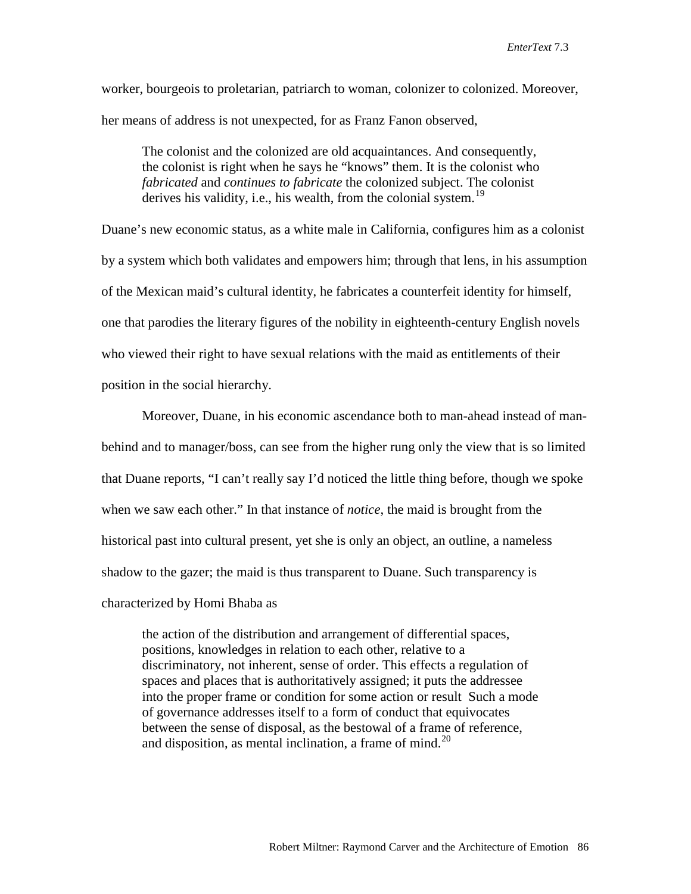worker, bourgeois to proletarian, patriarch to woman, colonizer to colonized. Moreover, her means of address is not unexpected, for as Franz Fanon observed,

> The colonist and the colonized are old acquaintances. And consequently, the colonist is right when he says he "knows" them. It is the colonist who *fabricated* and *continues to fabricate* the colonized subject. The colonist derives his validity, i.e., his wealth, from the colonial system.[19]

Duane's new economic status, as a white male in California, configures him as a colonist by a system which both validates and empowers him; through that lens, in his assumption of the Mexican maid's cultural identity, he fabricates a counterfeit identity for himself, one that parodies the literary figures of the nobility in eighteenth-century English novels who viewed their right to have sexual relations with the maid as entitlements of their position in the social hierarchy.

Moreover, Duane, in his economic ascendance both to man-ahead instead of man-behind and to manager/boss, can see from the higher rung only the view that is so limited that Duane reports, "I can't really say I'd noticed the little thing before, though we spoke when we saw each other." In that instance of *notice*, the maid is brought from the historical past into cultural present, yet she is only an object, an outline, a nameless shadow to the gazer; the maid is thus transparent to Duane. Such transparency is characterized by Homi Bhaba as

> the action of the distribution and arrangement of differential spaces, positions, knowledges in relation to each other, relative to a discriminatory, not inherent, sense of order. This effects a regulation of spaces and places that is authoritatively assigned; it puts the addressee into the proper frame or condition for some action or result Such a mode of governance addresses itself to a form of conduct that equivocates between the sense of disposal, as the bestowal of a frame of reference, and disposition, as mental inclination, a frame of mind.[20]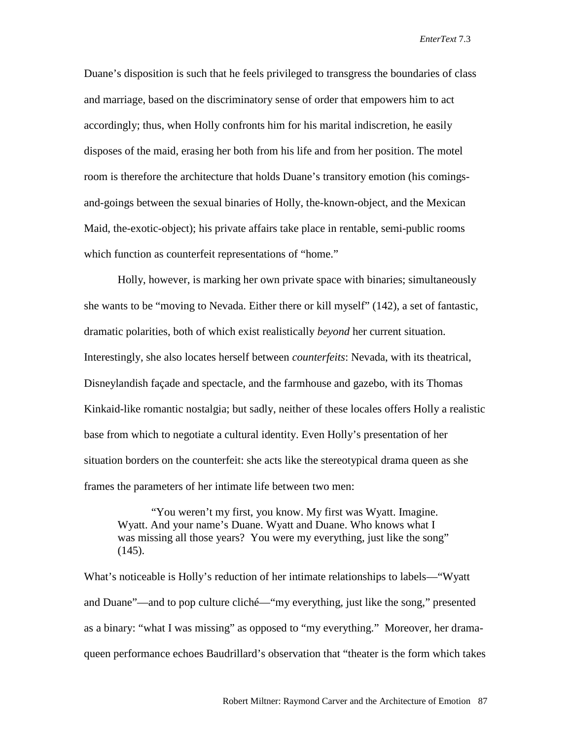Duane's disposition is such that he feels privileged to transgress the boundaries of class and marriage, based on the discriminatory sense of order that empowers him to act accordingly; thus, when Holly confronts him for his marital indiscretion, he easily disposes of the maid, erasing her both from his life and from her position. The motel room is therefore the architecture that holds Duane's transitory emotion (his comings-and-goings between the sexual binaries of Holly, the-known-object, and the Mexican Maid, the-exotic-object); his private affairs take place in rentable, semi-public rooms which function as counterfeit representations of "home."

Holly, however, is marking her own private space with binaries; simultaneously she wants to be "moving to Nevada. Either there or kill myself" (142), a set of fantastic, dramatic polarities, both of which exist realistically *beyond* her current situation. Interestingly, she also locates herself between *counterfeits*: Nevada, with its theatrical, Disneylandish façade and spectacle, and the farmhouse and gazebo, with its Thomas Kinkaid-like romantic nostalgia; but sadly, neither of these locales offers Holly a realistic base from which to negotiate a cultural identity. Even Holly's presentation of her situation borders on the counterfeit: she acts like the stereotypical drama queen as she frames the parameters of her intimate life between two men:

> "You weren't my first, you know. My first was Wyatt. Imagine. Wyatt. And your name's Duane. Wyatt and Duane. Who knows what I was missing all those years? You were my everything, just like the song" (145).

What's noticeable is Holly's reduction of her intimate relationships to labels—"Wyatt and Duane"—and to pop culture cliché—"my everything, just like the song," presented as a binary: "what I was missing" as opposed to "my everything." Moreover, her drama-queen performance echoes Baudrillard's observation that "theater is the form which takes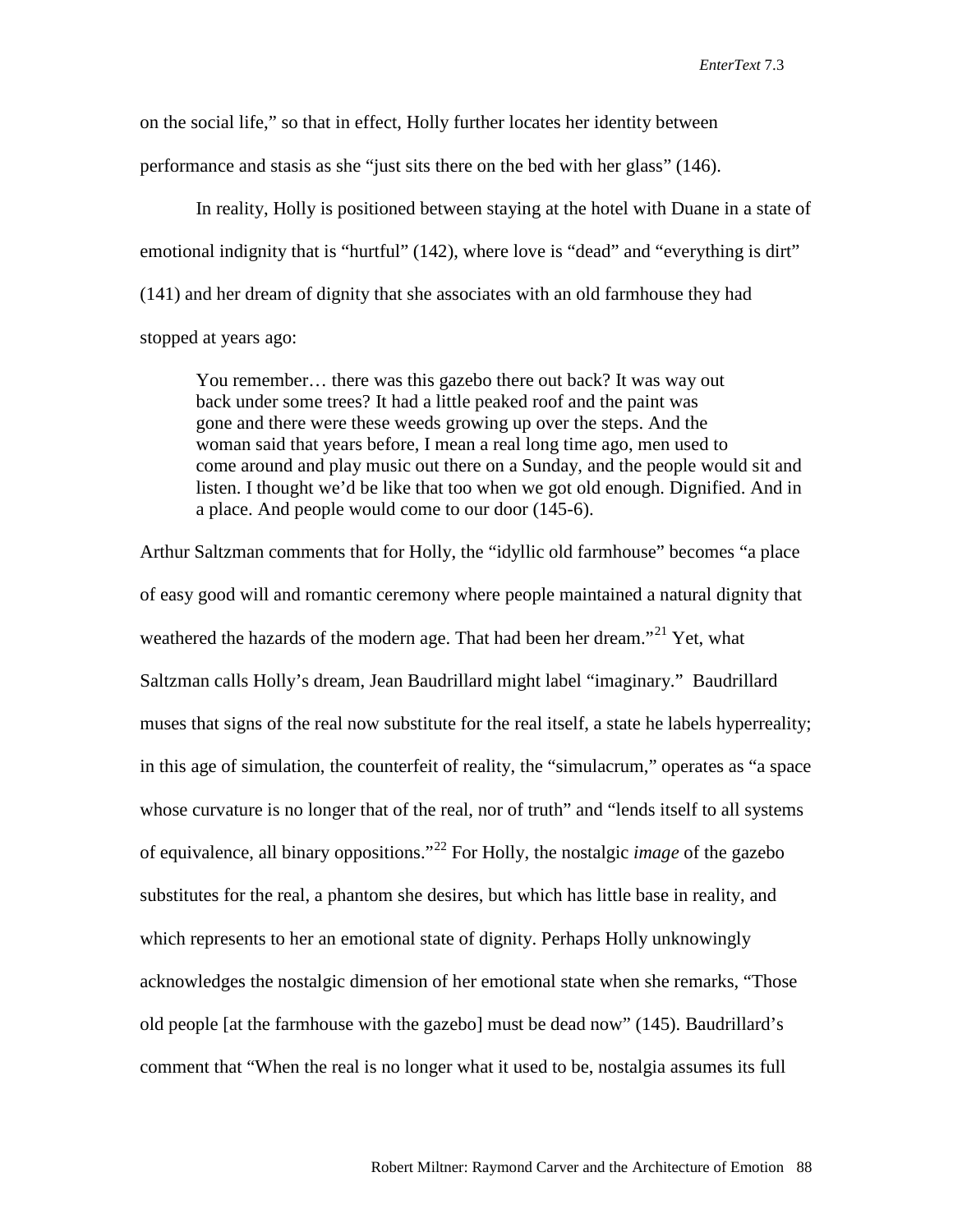on the social life," so that in effect, Holly further locates her identity between performance and stasis as she "just sits there on the bed with her glass" (146).

In reality, Holly is positioned between staying at the hotel with Duane in a state of emotional indignity that is "hurtful" (142), where love is "dead" and "everything is dirt" (141) and her dream of dignity that she associates with an old farmhouse they had stopped at years ago:

> You remember… there was this gazebo there out back? It was way out back under some trees? It had a little peaked roof and the paint was gone and there were these weeds growing up over the steps. And the woman said that years before, I mean a real long time ago, men used to come around and play music out there on a Sunday, and the people would sit and listen. I thought we'd be like that too when we got old enough. Dignified. And in a place. And people would come to our door (145-6).

Arthur Saltzman comments that for Holly, the "idyllic old farmhouse" becomes "a place of easy good will and romantic ceremony where people maintained a natural dignity that weathered the hazards of the modern age. That had been her dream."[21] Yet, what Saltzman calls Holly's dream, Jean Baudrillard might label "imaginary." Baudrillard muses that signs of the real now substitute for the real itself, a state he labels hyperreality; in this age of simulation, the counterfeit of reality, the "simulacrum," operates as "a space whose curvature is no longer that of the real, nor of truth" and "lends itself to all systems of equivalence, all binary oppositions."[22] For Holly, the nostalgic *image* of the gazebo substitutes for the real, a phantom she desires, but which has little base in reality, and which represents to her an emotional state of dignity. Perhaps Holly unknowingly acknowledges the nostalgic dimension of her emotional state when she remarks, "Those old people [at the farmhouse with the gazebo] must be dead now" (145). Baudrillard's comment that "When the real is no longer what it used to be, nostalgia assumes its full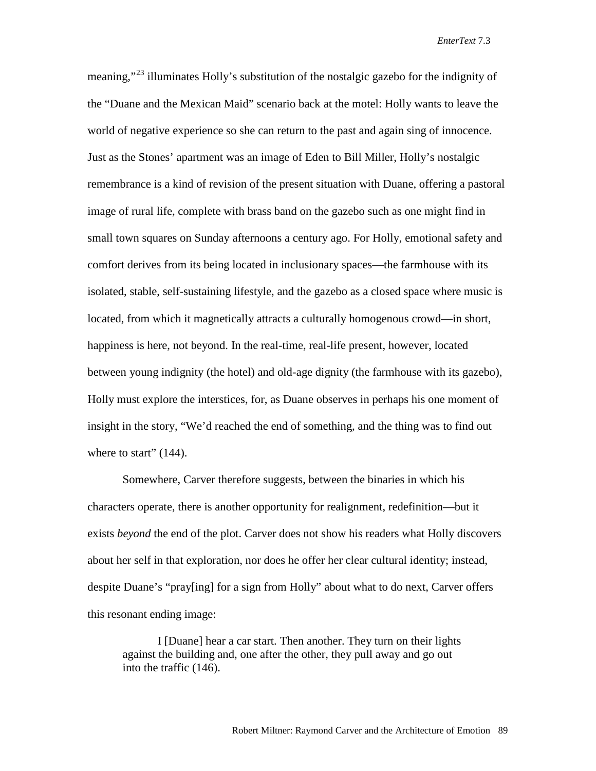meaning,"[23] illuminates Holly's substitution of the nostalgic gazebo for the indignity of the "Duane and the Mexican Maid" scenario back at the motel: Holly wants to leave the world of negative experience so she can return to the past and again sing of innocence. Just as the Stones' apartment was an image of Eden to Bill Miller, Holly's nostalgic remembrance is a kind of revision of the present situation with Duane, offering a pastoral image of rural life, complete with brass band on the gazebo such as one might find in small town squares on Sunday afternoons a century ago. For Holly, emotional safety and comfort derives from its being located in inclusionary spaces—the farmhouse with its isolated, stable, self-sustaining lifestyle, and the gazebo as a closed space where music is located, from which it magnetically attracts a culturally homogenous crowd—in short, happiness is here, not beyond. In the real-time, real-life present, however, located between young indignity (the hotel) and old-age dignity (the farmhouse with its gazebo), Holly must explore the interstices, for, as Duane observes in perhaps his one moment of insight in the story, "We'd reached the end of something, and the thing was to find out where to start" (144).

Somewhere, Carver therefore suggests, between the binaries in which his characters operate, there is another opportunity for realignment, redefinition—but it exists *beyond* the end of the plot. Carver does not show his readers what Holly discovers about her self in that exploration, nor does he offer her clear cultural identity; instead, despite Duane's "pray[ing] for a sign from Holly" about what to do next, Carver offers this resonant ending image:

> I [Duane] hear a car start. Then another. They turn on their lights against the building and, one after the other, they pull away and go out into the traffic (146).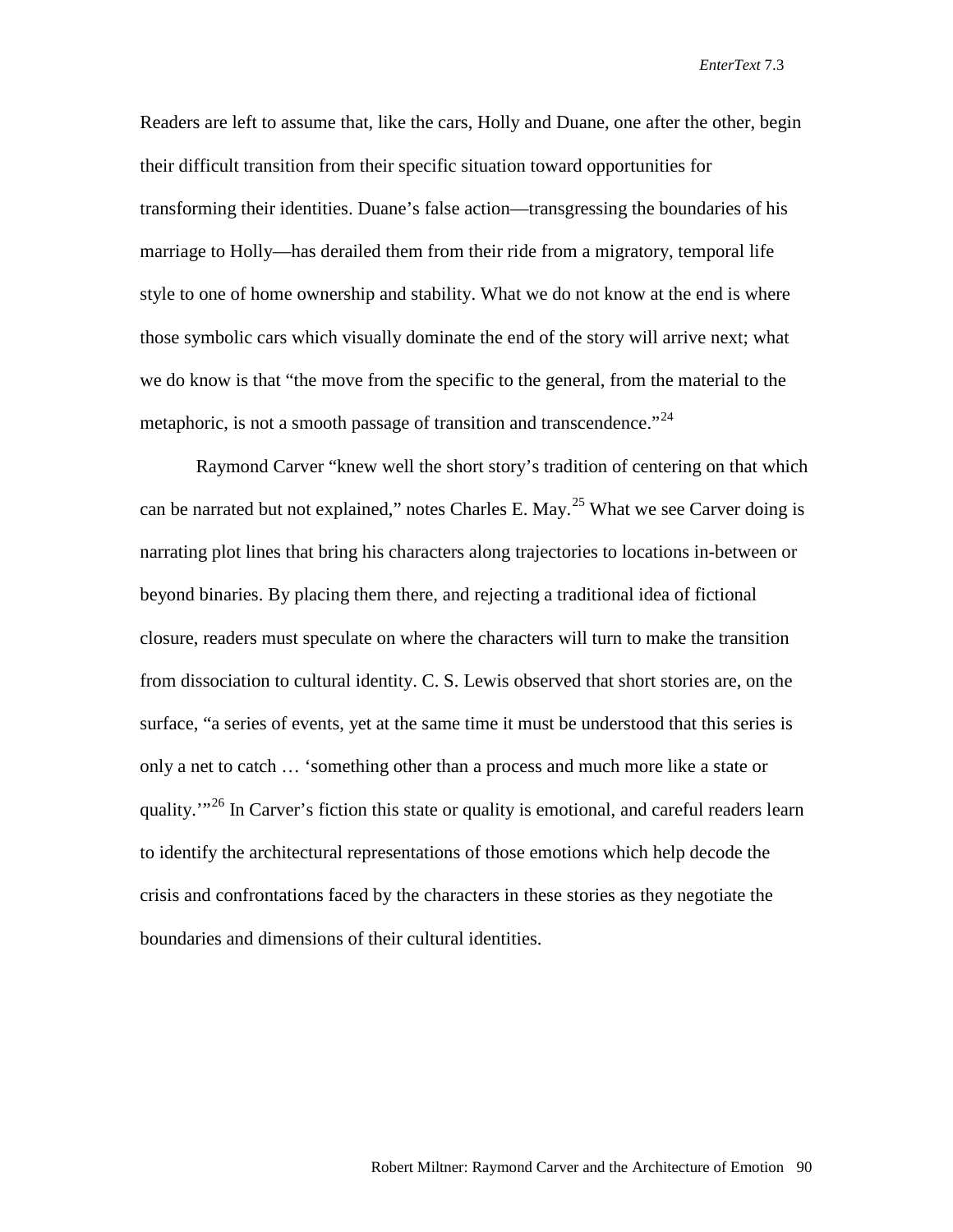Readers are left to assume that, like the cars, Holly and Duane, one after the other, begin their difficult transition from their specific situation toward opportunities for transforming their identities. Duane's false action—transgressing the boundaries of his marriage to Holly—has derailed them from their ride from a migratory, temporal life style to one of home ownership and stability. What we do not know at the end is where those symbolic cars which visually dominate the end of the story will arrive next; what we do know is that "the move from the specific to the general, from the material to the metaphoric, is not a smooth passage of transition and transcendence."[24]

Raymond Carver "knew well the short story's tradition of centering on that which can be narrated but not explained," notes Charles E. May.[25] What we see Carver doing is narrating plot lines that bring his characters along trajectories to locations in-between or beyond binaries. By placing them there, and rejecting a traditional idea of fictional closure, readers must speculate on where the characters will turn to make the transition from dissociation to cultural identity. C. S. Lewis observed that short stories are, on the surface, "a series of events, yet at the same time it must be understood that this series is only a net to catch … 'something other than a process and much more like a state or quality.'"[26] In Carver's fiction this state or quality is emotional, and careful readers learn to identify the architectural representations of those emotions which help decode the crisis and confrontations faced by the characters in these stories as they negotiate the boundaries and dimensions of their cultural identities.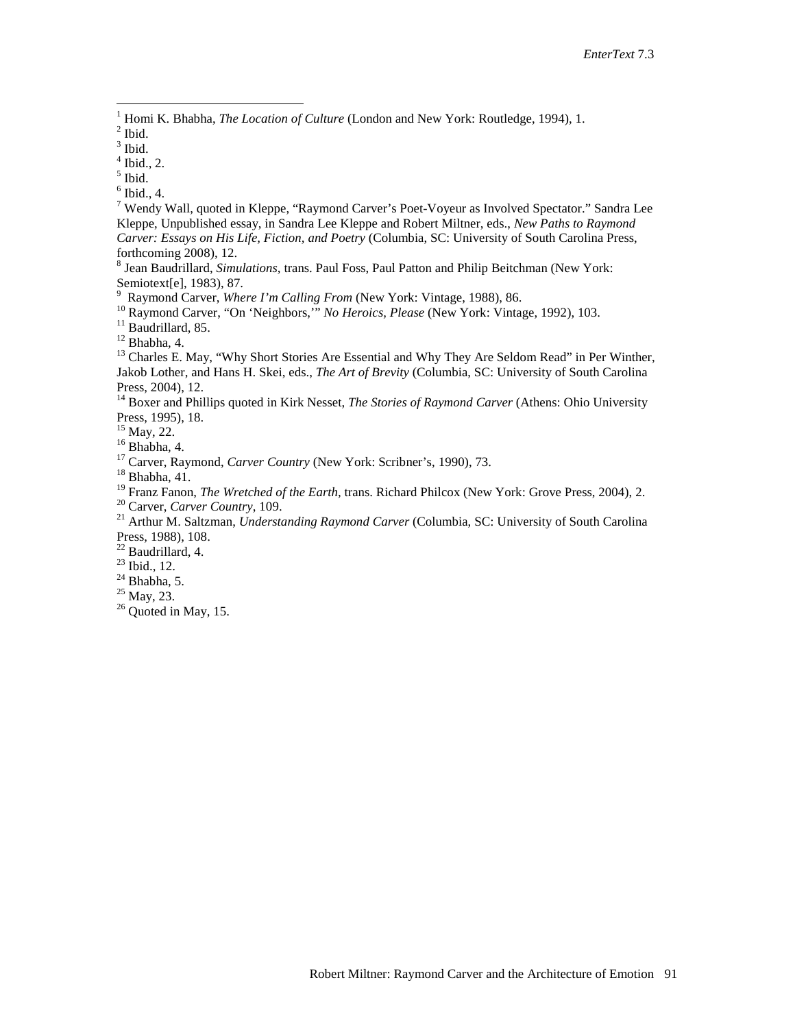[1] Homi K. Bhabha, *The Location of Culture* (London and New York: Routledge, 1994), 1.
[2] Ibid.
[3] Ibid.
[4] Ibid., 2.
[5] Ibid.
[6] Ibid., 4.
[7] Wendy Wall, quoted in Kleppe, "Raymond Carver's Poet-Voyeur as Involved Spectator." Sandra Lee Kleppe, Unpublished essay, in Sandra Lee Kleppe and Robert Miltner, eds., *New Paths to Raymond Carver: Essays on His Life, Fiction, and Poetry* (Columbia, SC: University of South Carolina Press, forthcoming 2008), 12.
[8] Jean Baudrillard, *Simulations,* trans. Paul Foss, Paul Patton and Philip Beitchman (New York: Semiotext[e], 1983), 87.
[9] Raymond Carver, *Where I'm Calling From* (New York: Vintage, 1988), 86.
[10] Raymond Carver, "On 'Neighbors,'" *No Heroics, Please* (New York: Vintage, 1992), 103.
[11] Baudrillard, 85.
[12] Bhabha, 4.
[13] Charles E. May, "Why Short Stories Are Essential and Why They Are Seldom Read" in Per Winther, Jakob Lother, and Hans H. Skei, eds., *The Art of Brevity* (Columbia, SC: University of South Carolina Press, 2004), 12.
[14] Boxer and Phillips quoted in Kirk Nesset, *The Stories of Raymond Carver* (Athens: Ohio University Press, 1995), 18.
[15] May, 22.
[16] Bhabha, 4.
[17] Carver, Raymond, *Carver Country* (New York: Scribner's, 1990), 73.
[18] Bhabha, 41.
[19] Franz Fanon, *The Wretched of the Earth,* trans. Richard Philcox (New York: Grove Press, 2004), 2.
[20] Carver, *Carver Country*, 109.
[21] Arthur M. Saltzman, *Understanding Raymond Carver* (Columbia, SC: University of South Carolina Press, 1988), 108.
[22] Baudrillard, 4.
[23] Ibid., 12.
[24] Bhabha, 5.
[25] May, 23.
[26] Quoted in May, 15.